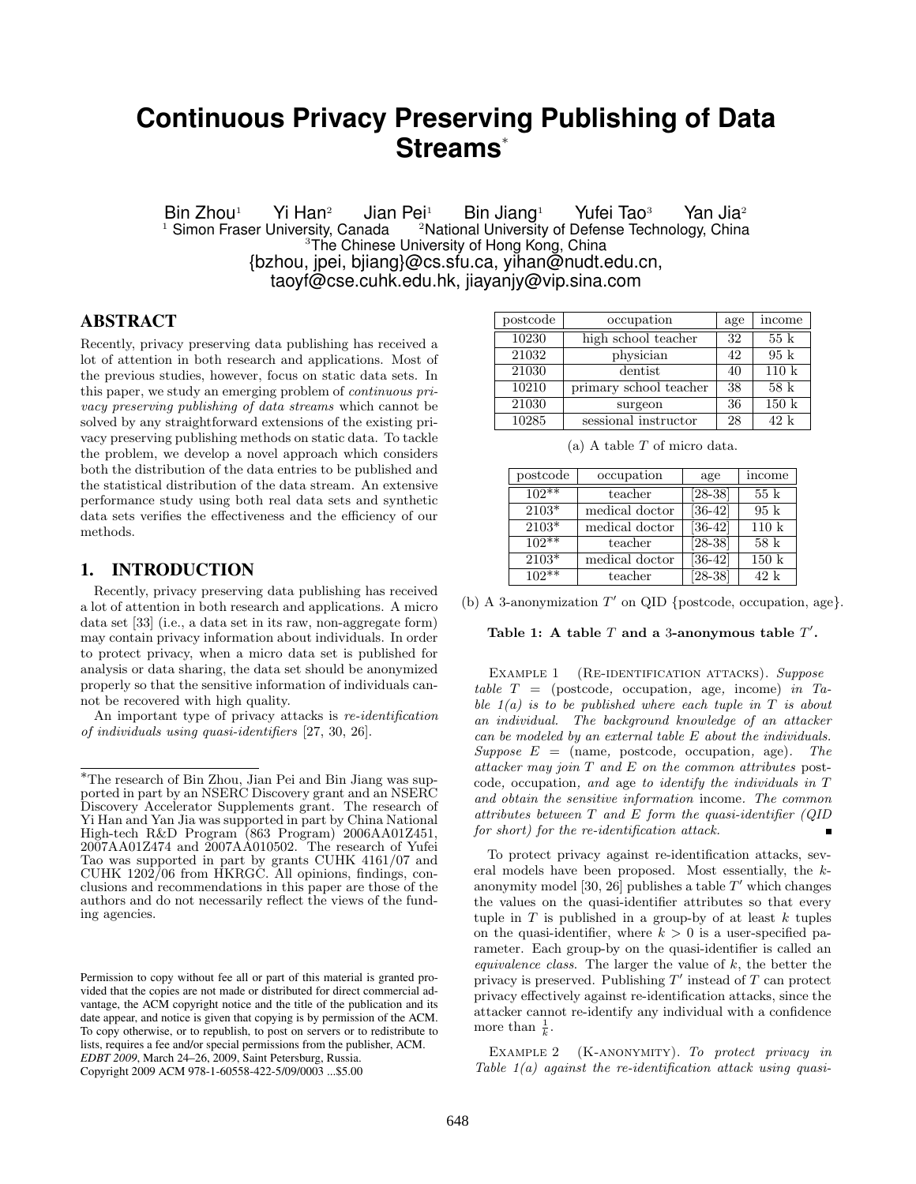# Continuous Privacy Preserving Publishing of Data Streams*

Bin Zhou[1] Yi Han[2] Jian Pei[1] Bin Jiang[1] Yufei Tao[3] Yan Jia[2]

[1] Simon Fraser University, Canada [2]National University of Defense Technology, China

[3]The Chinese University of Hong Kong, China

{bzhou, jpei, bjiang}@cs.sfu.ca, yihan@nudt.edu.cn,
taoyf@cse.cuhk.edu.hk, jiayanjy@vip.sina.com

## ABSTRACT

Recently, privacy preserving data publishing has received a lot of attention in both research and applications. Most of the previous studies, however, focus on static data sets. In this paper, we study an emerging problem of *continuous privacy preserving publishing of data streams* which cannot be solved by any straightforward extensions of the existing privacy preserving publishing methods on static data. To tackle the problem, we develop a novel approach which considers both the distribution of the data entries to be published and the statistical distribution of the data stream. An extensive performance study using both real data sets and synthetic data sets verifies the effectiveness and the efficiency of our methods.

## 1. INTRODUCTION

Recently, privacy preserving data publishing has received a lot of attention in both research and applications. A micro data set [33] (i.e., a data set in its raw, non-aggregate form) may contain privacy information about individuals. In order to protect privacy, when a micro data set is published for analysis or data sharing, the data set should be anonymized properly so that the sensitive information of individuals cannot be recovered with high quality.

An important type of privacy attacks is *re-identification of individuals using quasi-identifiers* [27, 30, 26].

*The research of Bin Zhou, Jian Pei and Bin Jiang was supported in part by an NSERC Discovery grant and an NSERC Discovery Accelerator Supplements grant. The research of Yi Han and Yan Jia was supported in part by China National High-tech R&D Program (863 Program) 2006AA01Z451, 2007AA01Z474 and 2007AA010502. The research of Yufei Tao was supported in part by grants CUHK 4161/07 and CUHK 1202/06 from HKRGC. All opinions, findings, conclusions and recommendations in this paper are those of the authors and do not necessarily reflect the views of the funding agencies.

Permission to copy without fee all or part of this material is granted provided that the copies are not made or distributed for direct commercial advantage, the ACM copyright notice and the title of the publication and its date appear, and notice is given that copying is by permission of the ACM. To copy otherwise, or to republish, to post on servers or to redistribute to lists, requires a fee and/or special permissions from the publisher, ACM.
*EDBT 2009*, March 24–26, 2009, Saint Petersburg, Russia.
Copyright 2009 ACM 978-1-60558-422-5/09/0003 ...$5.00

| postcode | occupation | age | income |
|---|---|---|---|
| 10230 | high school teacher | 32 | 55 k |
| 21032 | physician | 42 | 95 k |
| 21030 | dentist | 40 | 110 k |
| 10210 | primary school teacher | 38 | 58 k |
| 21030 | surgeon | 36 | 150 k |
| 10285 | sessional instructor | 28 | 42 k |

(a) A table $T$ of micro data.

| postcode | occupation | age | income |
|---|---|---|---|
| 102** | teacher | [28-38] | 55 k |
| 2103* | medical doctor | [36-42] | 95 k |
| 2103* | medical doctor | [36-42] | 110 k |
| 102** | teacher | [28-38] | 58 k |
| 2103* | medical doctor | [36-42] | 150 k |
| 102** | teacher | [28-38] | 42 k |

(b) A 3-anonymization $T'$ on QID {postcode, occupation, age}.

**Table 1: A table $T$ and a 3-anonymous table $T'$.**

EXAMPLE 1 (RE-IDENTIFICATION ATTACKS). *Suppose table $T$ = (postcode, occupation, age, income) in Table 1(a) is to be published where each tuple in $T$ is about an individual. The background knowledge of an attacker can be modeled by an external table $E$ about the individuals. Suppose $E$ = (name, postcode, occupation, age). The attacker may join $T$ and $E$ on the common attributes* postcode, occupation, *and* age *to identify the individuals in $T$ and obtain the sensitive information* income. *The common attributes between $T$ and $E$ form the quasi-identifier (QID for short) for the re-identification attack.* ■

To protect privacy against re-identification attacks, several models have been proposed. Most essentially, the $k$-anonymity model [30, 26] publishes a table $T'$ which changes the values on the quasi-identifier attributes so that every tuple in $T$ is published in a group-by of at least $k$ tuples on the quasi-identifier, where $k > 0$ is a user-specified parameter. Each group-by on the quasi-identifier is called an *equivalence class*. The larger the value of $k$, the better the privacy is preserved. Publishing $T'$ instead of $T$ can protect privacy effectively against re-identification attacks, since the attacker cannot re-identify any individual with a confidence more than $\frac{1}{k}$.

EXAMPLE 2 (K-ANONYMITY). *To protect privacy in Table 1(a) against the re-identification attack using quasi-*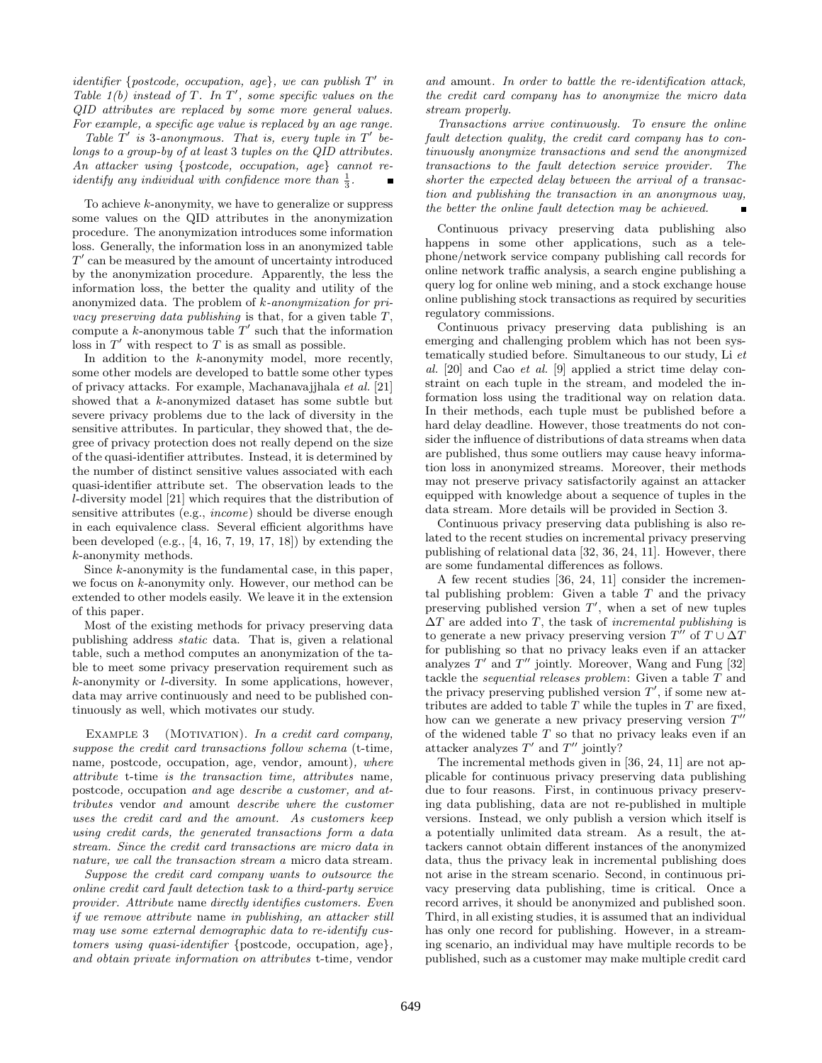*identifier {postcode, occupation, age}, we can publish $T'$ in Table 1(b) instead of $T$. In $T'$, some specific values on the QID attributes are replaced by some more general values. For example, a specific age value is replaced by an age range.*

*Table $T'$ is 3-anonymous. That is, every tuple in $T'$ belongs to a group-by of at least 3 tuples on the QID attributes. An attacker using {postcode, occupation, age} cannot re-identify any individual with confidence more than $\frac{1}{3}$.* ∎

To achieve $k$-anonymity, we have to generalize or suppress some values on the QID attributes in the anonymization procedure. The anonymization introduces some information loss. Generally, the information loss in an anonymized table $T'$ can be measured by the amount of uncertainty introduced by the anonymization procedure. Apparently, the less the information loss, the better the quality and utility of the anonymized data. The problem of *$k$-anonymization for privacy preserving data publishing* is that, for a given table $T$, compute a $k$-anonymous table $T'$ such that the information loss in $T'$ with respect to $T$ is as small as possible.

In addition to the $k$-anonymity model, more recently, some other models are developed to battle some other types of privacy attacks. For example, Machanavajjhala *et al.* [21] showed that a $k$-anonymized dataset has some subtle but severe privacy problems due to the lack of diversity in the sensitive attributes. In particular, they showed that, the degree of privacy protection does not really depend on the size of the quasi-identifier attributes. Instead, it is determined by the number of distinct sensitive values associated with each quasi-identifier attribute set. The observation leads to the $l$-diversity model [21] which requires that the distribution of sensitive attributes (e.g., *income*) should be diverse enough in each equivalence class. Several efficient algorithms have been developed (e.g., [4, 16, 7, 19, 17, 18]) by extending the $k$-anonymity methods.

Since $k$-anonymity is the fundamental case, in this paper, we focus on $k$-anonymity only. However, our method can be extended to other models easily. We leave it in the extension of this paper.

Most of the existing methods for privacy preserving data publishing address *static* data. That is, given a relational table, such a method computes an anonymization of the table to meet some privacy preservation requirement such as $k$-anonymity or $l$-diversity. In some applications, however, data may arrive continuously and need to be published continuously as well, which motivates our study.

Example 3 (Motivation). *In a credit card company, suppose the credit card transactions follow schema* (t-time, name, postcode, occupation, age, vendor, amount)*, where attribute* t-time *is the transaction time, attributes* name, postcode, occupation *and* age *describe a customer, and attributes* vendor *and* amount *describe where the customer uses the credit card and the amount. As customers keep using credit cards, the generated transactions form a data stream. Since the credit card transactions are micro data in nature, we call the transaction stream a* micro data stream.

*Suppose the credit card company wants to outsource the online credit card fault detection task to a third-party service provider. Attribute* name *directly identifies customers. Even if we remove attribute* name *in publishing, an attacker still may use some external demographic data to re-identify customers using quasi-identifier* {postcode, occupation, age}*, and obtain private information on attributes* t-time, vendor *and* amount*. In order to battle the re-identification attack, the credit card company has to anonymize the micro data stream properly.*

*Transactions arrive continuously. To ensure the online fault detection quality, the credit card company has to continuously anonymize transactions and send the anonymized transactions to the fault detection service provider. The shorter the expected delay between the arrival of a transaction and publishing the transaction in an anonymous way, the better the online fault detection may be achieved.* ∎

Continuous privacy preserving data publishing also happens in some other applications, such as a telephone/network service company publishing call records for online network traffic analysis, a search engine publishing a query log for online web mining, and a stock exchange house online publishing stock transactions as required by securities regulatory commissions.

Continuous privacy preserving data publishing is an emerging and challenging problem which has not been systematically studied before. Simultaneous to our study, Li *et al.* [20] and Cao *et al.* [9] applied a strict time delay constraint on each tuple in the stream, and modeled the information loss using the traditional way on relation data. In their methods, each tuple must be published before a hard delay deadline. However, those treatments do not consider the influence of distributions of data streams when data are published, thus some outliers may cause heavy information loss in anonymized streams. Moreover, their methods may not preserve privacy satisfactorily against an attacker equipped with knowledge about a sequence of tuples in the data stream. More details will be provided in Section 3.

Continuous privacy preserving data publishing is also related to the recent studies on incremental privacy preserving publishing of relational data [32, 36, 24, 11]. However, there are some fundamental differences as follows.

A few recent studies [36, 24, 11] consider the incremental publishing problem: Given a table $T$ and the privacy preserving published version $T'$, when a set of new tuples $\Delta T$ are added into $T$, the task of *incremental publishing* is to generate a new privacy preserving version $T''$ of $T \cup \Delta T$ for publishing so that no privacy leaks even if an attacker analyzes $T'$ and $T''$ jointly. Moreover, Wang and Fung [32] tackle the *sequential releases problem*: Given a table $T$ and the privacy preserving published version $T'$, if some new attributes are added to table $T$ while the tuples in $T$ are fixed, how can we generate a new privacy preserving version $T''$ of the widened table $T$ so that no privacy leaks even if an attacker analyzes $T'$ and $T''$ jointly?

The incremental methods given in [36, 24, 11] are not applicable for continuous privacy preserving data publishing due to four reasons. First, in continuous privacy preserving data publishing, data are not re-published in multiple versions. Instead, we only publish a version which itself is a potentially unlimited data stream. As a result, the attackers cannot obtain different instances of the anonymized data, thus the privacy leak in incremental publishing does not arise in the stream scenario. Second, in continuous privacy preserving data publishing, time is critical. Once a record arrives, it should be anonymized and published soon. Third, in all existing studies, it is assumed that an individual has only one record for publishing. However, in a streaming scenario, an individual may have multiple records to be published, such as a customer may make multiple credit card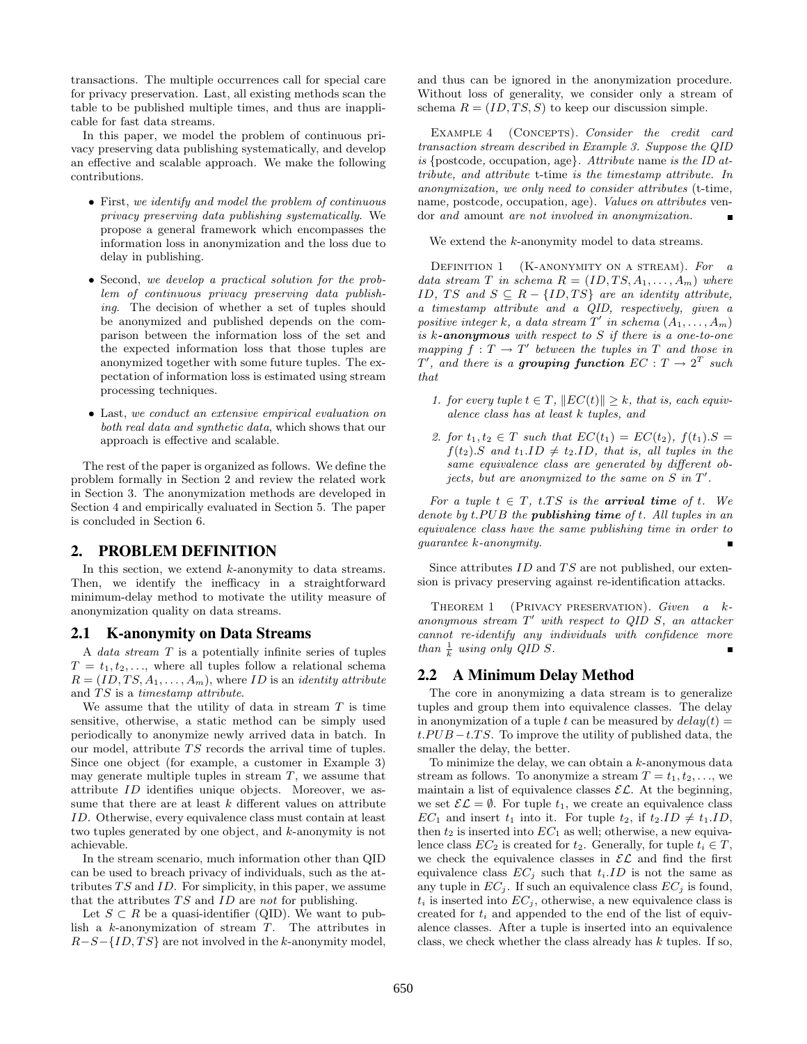transactions. The multiple occurrences call for special care for privacy preservation. Last, all existing methods scan the table to be published multiple times, and thus are inapplicable for fast data streams.

In this paper, we model the problem of continuous privacy preserving data publishing systematically, and develop an effective and scalable approach. We make the following contributions.

- First, *we identify and model the problem of continuous privacy preserving data publishing systematically*. We propose a general framework which encompasses the information loss in anonymization and the loss due to delay in publishing.
- Second, *we develop a practical solution for the problem of continuous privacy preserving data publishing*. The decision of whether a set of tuples should be anonymized and published depends on the comparison between the information loss of the set and the expected information loss that those tuples are anonymized together with some future tuples. The expectation of information loss is estimated using stream processing techniques.
- Last, *we conduct an extensive empirical evaluation on both real data and synthetic data*, which shows that our approach is effective and scalable.

The rest of the paper is organized as follows. We define the problem formally in Section 2 and review the related work in Section 3. The anonymization methods are developed in Section 4 and empirically evaluated in Section 5. The paper is concluded in Section 6.

## 2. PROBLEM DEFINITION

In this section, we extend $k$-anonymity to data streams. Then, we identify the inefficacy in a straightforward minimum-delay method to motivate the utility measure of anonymization quality on data streams.

### 2.1 K-anonymity on Data Streams

A *data stream* $T$ is a potentially infinite series of tuples $T = t_1, t_2, \ldots$, where all tuples follow a relational schema $R = (ID, TS, A_1, \ldots, A_m)$, where $ID$ is an *identity attribute* and $TS$ is a *timestamp attribute*.

We assume that the utility of data in stream $T$ is time sensitive, otherwise, a static method can be simply used periodically to anonymize newly arrived data in batch. In our model, attribute $TS$ records the arrival time of tuples. Since one object (for example, a customer in Example 3) may generate multiple tuples in stream $T$, we assume that attribute $ID$ identifies unique objects. Moreover, we assume that there are at least $k$ different values on attribute $ID$. Otherwise, every equivalence class must contain at least two tuples generated by one object, and $k$-anonymity is not achievable.

In the stream scenario, much information other than QID can be used to breach privacy of individuals, such as the attributes $TS$ and $ID$. For simplicity, in this paper, we assume that the attributes $TS$ and $ID$ are *not* for publishing.

Let $S \subset R$ be a quasi-identifier (QID). We want to publish a $k$-anonymization of stream $T$. The attributes in $R - S - \{ID, TS\}$ are not involved in the $k$-anonymity model, and thus can be ignored in the anonymization procedure. Without loss of generality, we consider only a stream of schema $R = (ID, TS, S)$ to keep our discussion simple.

EXAMPLE 4 (CONCEPTS). *Consider the credit card transaction stream described in Example 3. Suppose the QID is* {postcode, occupation, age}. *Attribute* name *is the ID attribute, and attribute* t-time *is the timestamp attribute. In anonymization, we only need to consider attributes* (t-time, name, postcode, occupation, age). *Values on attributes* vendor *and* amount *are not involved in anonymization.* ∎

We extend the $k$-anonymity model to data streams.

DEFINITION 1 (K-ANONYMITY ON A STREAM). *For a data stream $T$ in schema $R = (ID, TS, A_1, \ldots, A_m)$ where $ID$, $TS$ and $S \subseteq R - \{ID, TS\}$ are an identity attribute, a timestamp attribute and a QID, respectively, given a positive integer $k$, a data stream $T'$ in schema $(A_1, \ldots, A_m)$ is* ***k-anonymous*** *with respect to $S$ if there is a one-to-one mapping $f : T \to T'$ between the tuples in $T$ and those in $T'$, and there is a* ***grouping function*** *$EC : T \to 2^T$ such that*

1. *for every tuple $t \in T$, $\|EC(t)\| \geq k$, that is, each equivalence class has at least $k$ tuples, and*
2. *for $t_1, t_2 \in T$ such that $EC(t_1) = EC(t_2)$, $f(t_1).S = f(t_2).S$ and $t_1.ID \neq t_2.ID$, that is, all tuples in the same equivalence class are generated by different objects, but are anonymized to the same on $S$ in $T'$.*

*For a tuple $t \in T$, $t.TS$ is the* ***arrival time*** *of $t$. We denote by $t.PUB$ the* ***publishing time*** *of $t$. All tuples in an equivalence class have the same publishing time in order to guarantee $k$-anonymity.* ∎

Since attributes $ID$ and $TS$ are not published, our extension is privacy preserving against re-identification attacks.

THEOREM 1 (PRIVACY PRESERVATION). *Given a $k$-anonymous stream $T'$ with respect to QID $S$, an attacker cannot re-identify any individuals with confidence more than $\frac{1}{k}$ using only QID $S$.* ∎

### 2.2 A Minimum Delay Method

The core in anonymizing a data stream is to generalize tuples and group them into equivalence classes. The delay in anonymization of a tuple $t$ can be measured by $delay(t) = t.PUB - t.TS$. To improve the utility of published data, the smaller the delay, the better.

To minimize the delay, we can obtain a $k$-anonymous data stream as follows. To anonymize a stream $T = t_1, t_2, \ldots$, we maintain a list of equivalence classes $\mathcal{EL}$. At the beginning, we set $\mathcal{EL} = \emptyset$. For tuple $t_1$, we create an equivalence class $EC_1$ and insert $t_1$ into it. For tuple $t_2$, if $t_2.ID \neq t_1.ID$, then $t_2$ is inserted into $EC_1$ as well; otherwise, a new equivalence class $EC_2$ is created for $t_2$. Generally, for tuple $t_i \in T$, we check the equivalence classes in $\mathcal{EL}$ and find the first equivalence class $EC_j$ such that $t_i.ID$ is not the same as any tuple in $EC_j$. If such an equivalence class $EC_j$ is found, $t_i$ is inserted into $EC_j$, otherwise, a new equivalence class is created for $t_i$ and appended to the end of the list of equivalence classes. After a tuple is inserted into an equivalence class, we check whether the class already has $k$ tuples. If so,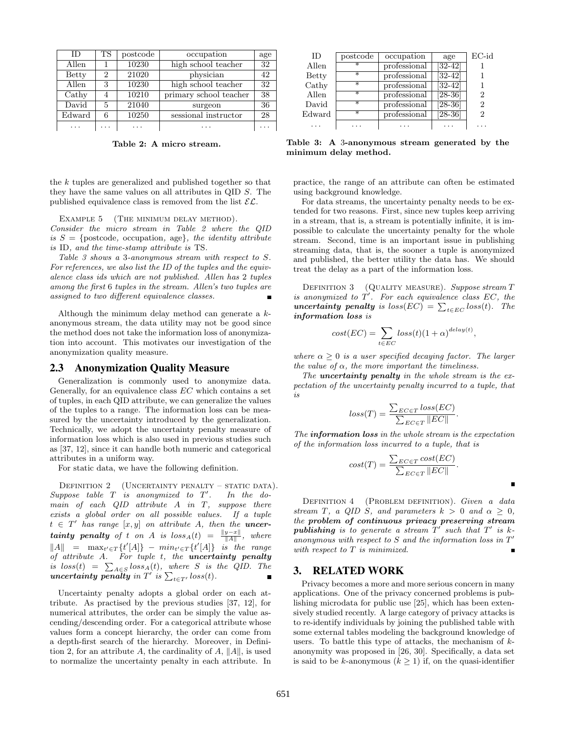| ID | TS | postcode | occupation | age |
| --- | --- | --- | --- | --- |
| Allen | 1 | 10230 | high school teacher | 32 |
| Betty | 2 | 21020 | physician | 42 |
| Allen | 3 | 10230 | high school teacher | 32 |
| Cathy | 4 | 10210 | primary school teacher | 38 |
| David | 5 | 21040 | surgeon | 36 |
| Edward | 6 | 10250 | sessional instructor | 28 |
| ... | ... | ... | ... | ... |

**Table 2: A micro stream.**

| ID | postcode | occupation | age | EC-id |
| --- | --- | --- | --- | --- |
| Allen | * | professional | [32-42] | 1 |
| Betty | * | professional | [32-42] | 1 |
| Cathy | * | professional | [32-42] | 1 |
| Allen | * | professional | [28-36] | 2 |
| David | * | professional | [28-36] | 2 |
| Edward | * | professional | [28-36] | 2 |
| ... | ... | ... | ... | ... |

**Table 3: A 3-anonymous stream generated by the minimum delay method.**

the $k$ tuples are generalized and published together so that they have the same values on all attributes in QID $S$. The published equivalence class is removed from the list $\mathcal{EL}$.

Example 5 (The minimum delay method). *Consider the micro stream in Table 2 where the QID is $S = \{$postcode, occupation, age$\}$, the identity attribute is* ID*, and the time-stamp attribute is* TS*.*

*Table 3 shows a 3-anonymous stream with respect to $S$. For references, we also list the ID of the tuples and the equivalence class ids which are not published. Allen has 2 tuples among the first 6 tuples in the stream. Allen's two tuples are assigned to two different equivalence classes.* ∎

Although the minimum delay method can generate a $k$-anonymous stream, the data utility may not be good since the method does not take the information loss of anonymization into account. This motivates our investigation of the anonymization quality measure.

## 2.3 Anonymization Quality Measure

Generalization is commonly used to anonymize data. Generally, for an equivalence class $EC$ which contains a set of tuples, in each QID attribute, we can generalize the values of the tuples to a range. The information loss can be measured by the uncertainty introduced by the generalization. Technically, we adopt the uncertainty penalty measure of information loss which is also used in previous studies such as [37, 12], since it can handle both numeric and categorical attributes in a uniform way.

For static data, we have the following definition.

Definition 2 (Uncertainty penalty – static data). *Suppose table $T$ is anonymized to $T'$. In the domain of each QID attribute $A$ in $T$, suppose there exists a global order on all possible values. If a tuple $t \in T'$ has range $[x, y]$ on attribute $A$, then the* ***uncertainty penalty*** *of $t$ on $A$ is $loss_A(t) = \frac{\|y-x\|}{\|A\|}$, where $\|A\| = \max_{t' \in T}\{t'[A]\} - min_{t' \in T}\{t'[A]\}$ is the range of attribute $A$. For tuple $t$, the* ***uncertainty penalty*** *is $loss(t) = \sum_{A \in S} loss_A(t)$, where $S$ is the QID. The* ***uncertainty penalty*** *in $T'$ is $\sum_{t \in T'} loss(t)$.* ∎

Uncertainty penalty adopts a global order on each attribute. As practised by the previous studies [37, 12], for numerical attributes, the order can be simply the value ascending/descending order. For a categorical attribute whose values form a concept hierarchy, the order can come from a depth-first search of the hierarchy. Moreover, in Definition 2, for an attribute $A$, the cardinality of $A$, $\|A\|$, is used to normalize the uncertainty penalty in each attribute. In practice, the range of an attribute can often be estimated using background knowledge.

For data streams, the uncertainty penalty needs to be extended for two reasons. First, since new tuples keep arriving in a stream, that is, a stream is potentially infinite, it is impossible to calculate the uncertainty penalty for the whole stream. Second, time is an important issue in publishing streaming data, that is, the sooner a tuple is anonymized and published, the better utility the data has. We should treat the delay as a part of the information loss.

Definition 3 (Quality measure). *Suppose stream $T$ is anonymized to $T'$. For each equivalence class $EC$, the* ***uncertainty penalty*** *is $loss(EC) = \sum_{t \in EC} loss(t)$. The* ***information loss*** *is*

$$cost(EC) = \sum_{t \in EC} loss(t)(1 + \alpha)^{delay(t)},$$

*where $\alpha \geq 0$ is a user specified decaying factor. The larger the value of $\alpha$, the more important the timeliness.*

*The* ***uncertainty penalty*** *in the whole stream is the expectation of the uncertainty penalty incurred to a tuple, that is*

$$loss(T) = \frac{\sum_{EC \in T} loss(EC)}{\sum_{EC \in T} \|EC\|}.$$

*The* ***information loss*** *in the whole stream is the expectation of the information loss incurred to a tuple, that is*

$$cost(T) = \frac{\sum_{EC \in T} cost(EC)}{\sum_{EC \in T} \|EC\|}.$$

∎

Definition 4 (Problem definition). *Given a data stream $T$, a QID $S$, and parameters $k > 0$ and $\alpha \geq 0$, the* ***problem of continuous privacy preserving stream publishing*** *is to generate a stream $T'$ such that $T'$ is $k$-anonymous with respect to $S$ and the information loss in $T'$ with respect to $T$ is minimized.* ∎

# 3. RELATED WORK

Privacy becomes a more and more serious concern in many applications. One of the privacy concerned problems is publishing microdata for public use [25], which has been extensively studied recently. A large category of privacy attacks is to re-identify individuals by joining the published table with some external tables modeling the background knowledge of users. To battle this type of attacks, the mechanism of $k$-anonymity was proposed in [26, 30]. Specifically, a data set is said to be $k$-anonymous ($k \geq 1$) if, on the quasi-identifier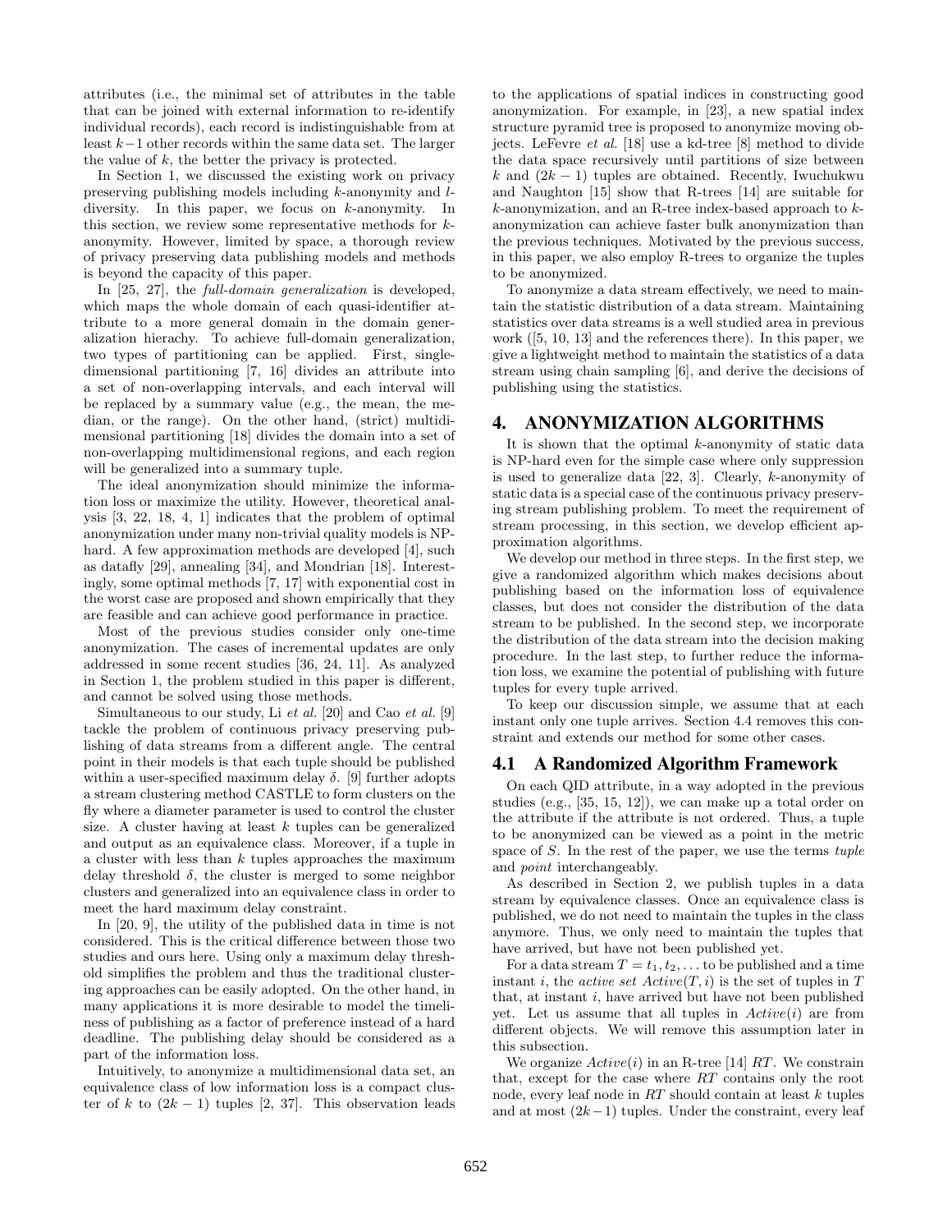attributes (i.e., the minimal set of attributes in the table that can be joined with external information to re-identify individual records), each record is indistinguishable from at least $k-1$ other records within the same data set. The larger the value of $k$, the better the privacy is protected.

In Section 1, we discussed the existing work on privacy preserving publishing models including $k$-anonymity and $l$-diversity. In this paper, we focus on $k$-anonymity. In this section, we review some representative methods for $k$-anonymity. However, limited by space, a thorough review of privacy preserving data publishing models and methods is beyond the capacity of this paper.

In [25, 27], the *full-domain generalization* is developed, which maps the whole domain of each quasi-identifier attribute to a more general domain in the domain generalization hierachy. To achieve full-domain generalization, two types of partitioning can be applied. First, single-dimensional partitioning [7, 16] divides an attribute into a set of non-overlapping intervals, and each interval will be replaced by a summary value (e.g., the mean, the median, or the range). On the other hand, (strict) multidimensional partitioning [18] divides the domain into a set of non-overlapping multidimensional regions, and each region will be generalized into a summary tuple.

The ideal anonymization should minimize the information loss or maximize the utility. However, theoretical analysis [3, 22, 18, 4, 1] indicates that the problem of optimal anonymization under many non-trivial quality models is NP-hard. A few approximation methods are developed [4], such as datafly [29], annealing [34], and Mondrian [18]. Interestingly, some optimal methods [7, 17] with exponential cost in the worst case are proposed and shown empirically that they are feasible and can achieve good performance in practice.

Most of the previous studies consider only one-time anonymization. The cases of incremental updates are only addressed in some recent studies [36, 24, 11]. As analyzed in Section 1, the problem studied in this paper is different, and cannot be solved using those methods.

Simultaneous to our study, Li *et al.* [20] and Cao *et al.* [9] tackle the problem of continuous privacy preserving publishing of data streams from a different angle. The central point in their models is that each tuple should be published within a user-specified maximum delay $\delta$. [9] further adopts a stream clustering method CASTLE to form clusters on the fly where a diameter parameter is used to control the cluster size. A cluster having at least $k$ tuples can be generalized and output as an equivalence class. Moreover, if a tuple in a cluster with less than $k$ tuples approaches the maximum delay threshold $\delta$, the cluster is merged to some neighbor clusters and generalized into an equivalence class in order to meet the hard maximum delay constraint.

In [20, 9], the utility of the published data in time is not considered. This is the critical difference between those two studies and ours here. Using only a maximum delay threshold simplifies the problem and thus the traditional clustering approaches can be easily adopted. On the other hand, in many applications it is more desirable to model the timeliness of publishing as a factor of preference instead of a hard deadline. The publishing delay should be considered as a part of the information loss.

Intuitively, to anonymize a multidimensional data set, an equivalence class of low information loss is a compact cluster of $k$ to $(2k-1)$ tuples [2, 37]. This observation leads to the applications of spatial indices in constructing good anonymization. For example, in [23], a new spatial index structure pyramid tree is proposed to anonymize moving objects. LeFevre *et al.* [18] use a kd-tree [8] method to divide the data space recursively until partitions of size between $k$ and $(2k-1)$ tuples are obtained. Recently, Iwuchukwu and Naughton [15] show that R-trees [14] are suitable for $k$-anonymization, and an R-tree index-based approach to $k$-anonymization can achieve faster bulk anonymization than the previous techniques. Motivated by the previous success, in this paper, we also employ R-trees to organize the tuples to be anonymized.

To anonymize a data stream effectively, we need to maintain the statistic distribution of a data stream. Maintaining statistics over data streams is a well studied area in previous work ([5, 10, 13] and the references there). In this paper, we give a lightweight method to maintain the statistics of a data stream using chain sampling [6], and derive the decisions of publishing using the statistics.

# 4. ANONYMIZATION ALGORITHMS

It is shown that the optimal $k$-anonymity of static data is NP-hard even for the simple case where only suppression is used to generalize data [22, 3]. Clearly, $k$-anonymity of static data is a special case of the continuous privacy preserving stream publishing problem. To meet the requirement of stream processing, in this section, we develop efficient approximation algorithms.

We develop our method in three steps. In the first step, we give a randomized algorithm which makes decisions about publishing based on the information loss of equivalence classes, but does not consider the distribution of the data stream to be published. In the second step, we incorporate the distribution of the data stream into the decision making procedure. In the last step, to further reduce the information loss, we examine the potential of publishing with future tuples for every tuple arrived.

To keep our discussion simple, we assume that at each instant only one tuple arrives. Section 4.4 removes this constraint and extends our method for some other cases.

## 4.1 A Randomized Algorithm Framework

On each QID attribute, in a way adopted in the previous studies (e.g., [35, 15, 12]), we can make up a total order on the attribute if the attribute is not ordered. Thus, a tuple to be anonymized can be viewed as a point in the metric space of $S$. In the rest of the paper, we use the terms *tuple* and *point* interchangeably.

As described in Section 2, we publish tuples in a data stream by equivalence classes. Once an equivalence class is published, we do not need to maintain the tuples in the class anymore. Thus, we only need to maintain the tuples that have arrived, but have not been published yet.

For a data stream $T = t_1, t_2, \ldots$ to be published and a time instant $i$, the *active set* $Active(T, i)$ is the set of tuples in $T$ that, at instant $i$, have arrived but have not been published yet. Let us assume that all tuples in $Active(i)$ are from different objects. We will remove this assumption later in this subsection.

We organize $Active(i)$ in an R-tree [14] $RT$. We constrain that, except for the case where $RT$ contains only the root node, every leaf node in $RT$ should contain at least $k$ tuples and at most $(2k-1)$ tuples. Under the constraint, every leaf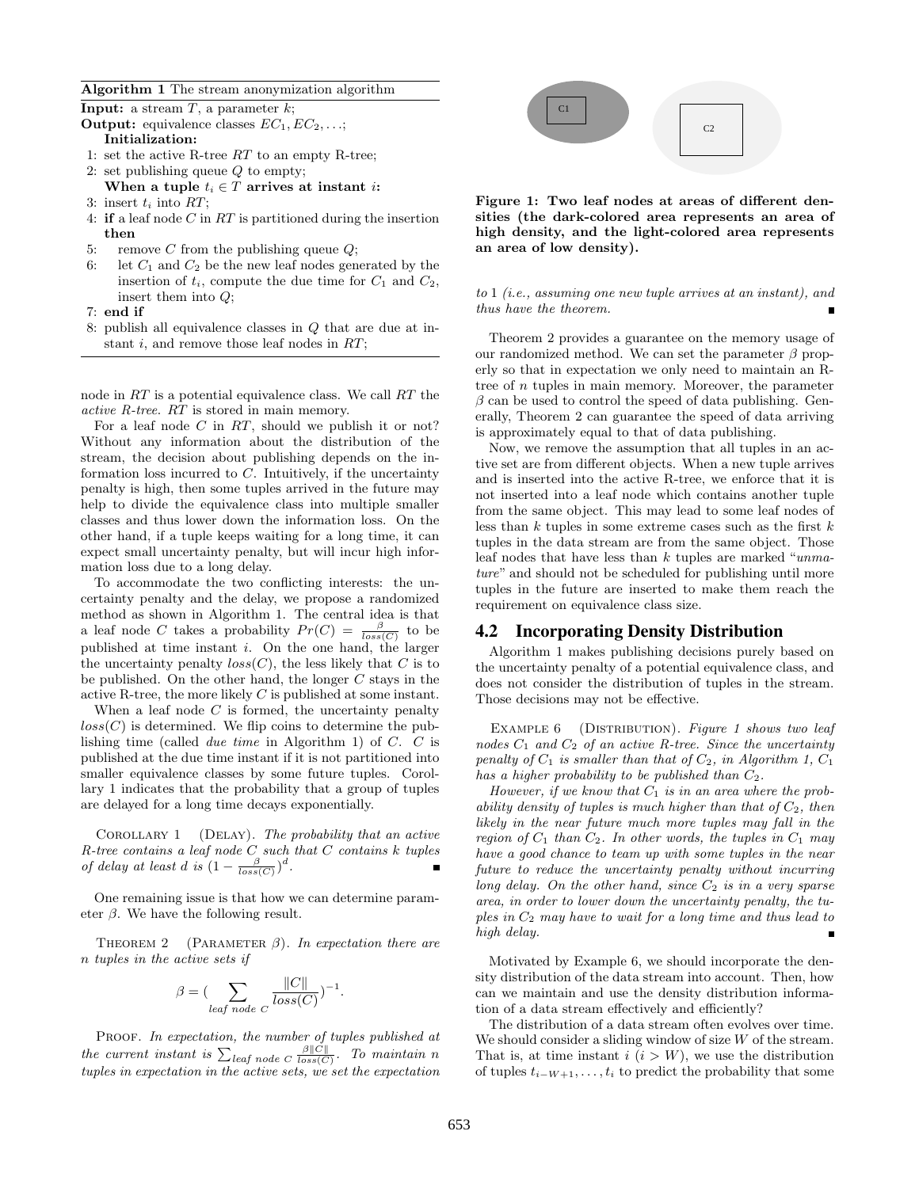**Algorithm 1** The stream anonymization algorithm

**Input:** a stream $T$, a parameter $k$;
**Output:** equivalence classes $EC_1, EC_2, \ldots$;
**Initialization:**
1: set the active R-tree $RT$ to an empty R-tree;
2: set publishing queue $Q$ to empty;
**When a tuple $t_i \in T$ arrives at instant $i$:**
3: insert $t_i$ into $RT$;
4: **if** a leaf node $C$ in $RT$ is partitioned during the insertion **then**
5: remove $C$ from the publishing queue $Q$;
6: let $C_1$ and $C_2$ be the new leaf nodes generated by the insertion of $t_i$, compute the due time for $C_1$ and $C_2$, insert them into $Q$;
7: **end if**
8: publish all equivalence classes in $Q$ that are due at instant $i$, and remove those leaf nodes in $RT$;

node in $RT$ is a potential equivalence class. We call $RT$ the *active R-tree*. $RT$ is stored in main memory.

For a leaf node $C$ in $RT$, should we publish it or not? Without any information about the distribution of the stream, the decision about publishing depends on the information loss incurred to $C$. Intuitively, if the uncertainty penalty is high, then some tuples arrived in the future may help to divide the equivalence class into multiple smaller classes and thus lower down the information loss. On the other hand, if a tuple keeps waiting for a long time, it can expect small uncertainty penalty, but will incur high information loss due to a long delay.

To accommodate the two conflicting interests: the uncertainty penalty and the delay, we propose a randomized method as shown in Algorithm 1. The central idea is that a leaf node $C$ takes a probability $Pr(C) = \frac{\beta}{loss(C)}$ to be published at time instant $i$. On the one hand, the larger the uncertainty penalty $loss(C)$, the less likely that $C$ is to be published. On the other hand, the longer $C$ stays in the active R-tree, the more likely $C$ is published at some instant.

When a leaf node $C$ is formed, the uncertainty penalty $loss(C)$ is determined. We flip coins to determine the publishing time (called *due time* in Algorithm 1) of $C$. $C$ is published at the due time instant if it is not partitioned into smaller equivalence classes by some future tuples. Corollary 1 indicates that the probability that a group of tuples are delayed for a long time decays exponentially.

Corollary 1 (Delay). *The probability that an active R-tree contains a leaf node $C$ such that $C$ contains $k$ tuples of delay at least $d$ is $(1 - \frac{\beta}{loss(C)})^d$.* ∎

One remaining issue is that how we can determine parameter $\beta$. We have the following result.

Theorem 2 (Parameter $\beta$). *In expectation there are $n$ tuples in the active sets if*

$$\beta = \left(\sum_{leaf\ node\ C} \frac{\|C\|}{loss(C)}\right)^{-1}.$$

Proof. *In expectation, the number of tuples published at the current instant is $\sum_{leaf\ node\ C} \frac{\beta\|C\|}{loss(C)}$. To maintain $n$ tuples in expectation in the active sets, we set the expectation to 1 (i.e., assuming one new tuple arrives at an instant), and thus have the theorem.* ∎

Theorem 2 provides a guarantee on the memory usage of our randomized method. We can set the parameter $\beta$ properly so that in expectation we only need to maintain an R-tree of $n$ tuples in main memory. Moreover, the parameter $\beta$ can be used to control the speed of data publishing. Generally, Theorem 2 can guarantee the speed of data arriving is approximately equal to that of data publishing.

Now, we remove the assumption that all tuples in an active set are from different objects. When a new tuple arrives and is inserted into the active R-tree, we enforce that it is not inserted into a leaf node which contains another tuple from the same object. This may lead to some leaf nodes of less than $k$ tuples in some extreme cases such as the first $k$ tuples in the data stream are from the same object. Those leaf nodes that have less than $k$ tuples are marked "*unmature*" and should not be scheduled for publishing until more tuples in the future are inserted to make them reach the requirement on equivalence class size.

C1

C2

**Figure 1: Two leaf nodes at areas of different densities (the dark-colored area represents an area of high density, and the light-colored area represents an area of low density).**

## 4.2 Incorporating Density Distribution

Algorithm 1 makes publishing decisions purely based on the uncertainty penalty of a potential equivalence class, and does not consider the distribution of tuples in the stream. Those decisions may not be effective.

Example 6 (Distribution). *Figure 1 shows two leaf nodes $C_1$ and $C_2$ of an active R-tree. Since the uncertainty penalty of $C_1$ is smaller than that of $C_2$, in Algorithm 1, $C_1$ has a higher probability to be published than $C_2$.*

*However, if we know that $C_1$ is in an area where the probability density of tuples is much higher than that of $C_2$, then likely in the near future much more tuples may fall in the region of $C_1$ than $C_2$. In other words, the tuples in $C_1$ may have a good chance to team up with some tuples in the near future to reduce the uncertainty penalty without incurring long delay. On the other hand, since $C_2$ is in a very sparse area, in order to lower down the uncertainty penalty, the tuples in $C_2$ may have to wait for a long time and thus lead to high delay.* ∎

Motivated by Example 6, we should incorporate the density distribution of the data stream into account. Then, how can we maintain and use the density distribution information of a data stream effectively and efficiently?

The distribution of a data stream often evolves over time. We should consider a sliding window of size $W$ of the stream. That is, at time instant $i$ ($i > W$), we use the distribution of tuples $t_{i-W+1}, \ldots, t_i$ to predict the probability that some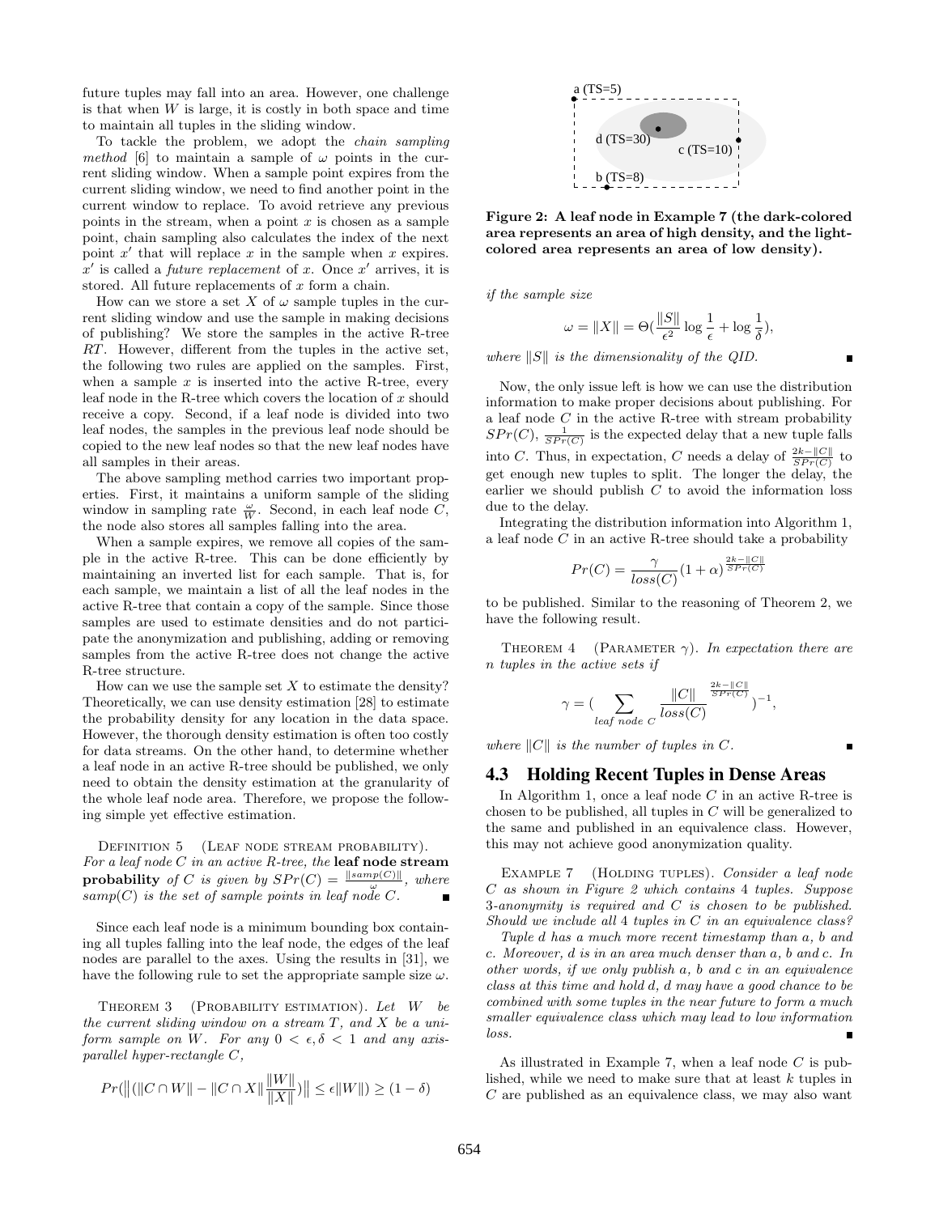future tuples may fall into an area. However, one challenge is that when $W$ is large, it is costly in both space and time to maintain all tuples in the sliding window.

To tackle the problem, we adopt the *chain sampling method* [6] to maintain a sample of $\omega$ points in the current sliding window. When a sample point expires from the current sliding window, we need to find another point in the current window to replace. To avoid retrieve any previous points in the stream, when a point $x$ is chosen as a sample point, chain sampling also calculates the index of the next point $x'$ that will replace $x$ in the sample when $x$ expires. $x'$ is called a *future replacement* of $x$. Once $x'$ arrives, it is stored. All future replacements of $x$ form a chain.

How can we store a set $X$ of $\omega$ sample tuples in the current sliding window and use the sample in making decisions of publishing? We store the samples in the active R-tree $RT$. However, different from the tuples in the active set, the following two rules are applied on the samples. First, when a sample $x$ is inserted into the active R-tree, every leaf node in the R-tree which covers the location of $x$ should receive a copy. Second, if a leaf node is divided into two leaf nodes, the samples in the previous leaf node should be copied to the new leaf nodes so that the new leaf nodes have all samples in their areas.

The above sampling method carries two important properties. First, it maintains a uniform sample of the sliding window in sampling rate $\frac{\omega}{W}$. Second, in each leaf node $C$, the node also stores all samples falling into the area.

When a sample expires, we remove all copies of the sample in the active R-tree. This can be done efficiently by maintaining an inverted list for each sample. That is, for each sample, we maintain a list of all the leaf nodes in the active R-tree that contain a copy of the sample. Since those samples are used to estimate densities and do not participate the anonymization and publishing, adding or removing samples from the active R-tree does not change the active R-tree structure.

How can we use the sample set $X$ to estimate the density? Theoretically, we can use density estimation [28] to estimate the probability density for any location in the data space. However, the thorough density estimation is often too costly for data streams. On the other hand, to determine whether a leaf node in an active R-tree should be published, we only need to obtain the density estimation at the granularity of the whole leaf node area. Therefore, we propose the following simple yet effective estimation.

Definition 5 (Leaf node stream probability). *For a leaf node $C$ in an active R-tree, the* **leaf node stream probability** *of $C$ is given by $SPr(C) = \frac{\|samp(C)\|}{\omega}$, where $samp(C)$ is the set of sample points in leaf node $C$.* ■

Since each leaf node is a minimum bounding box containing all tuples falling into the leaf node, the edges of the leaf nodes are parallel to the axes. Using the results in [31], we have the following rule to set the appropriate sample size $\omega$.

Theorem 3 (Probability estimation). *Let $W$ be the current sliding window on a stream $T$, and $X$ be a uniform sample on $W$. For any $0 < \epsilon, \delta < 1$ and any axis-parallel hyper-rectangle $C$,*

$$Pr(\big|(\|C \cap W\| - \|C \cap X\| \frac{\|W\|}{\|X\|})\big| \leq \epsilon \|W\|) \geq (1 - \delta)$$

*if the sample size*

$$\omega = \|X\| = \Theta(\frac{\|S\|}{\epsilon^2} \log \frac{1}{\epsilon} + \log \frac{1}{\delta}),$$

*where $\|S\|$ is the dimensionality of the QID.* ■

Now, the only issue left is how we can use the distribution information to make proper decisions about publishing. For a leaf node $C$ in the active R-tree with stream probability $SPr(C)$, $\frac{1}{SPr(C)}$ is the expected delay that a new tuple falls into $C$. Thus, in expectation, $C$ needs a delay of $\frac{2k - \|C\|}{SPr(C)}$ to get enough new tuples to split. The longer the delay, the earlier we should publish $C$ to avoid the information loss due to the delay.

Integrating the distribution information into Algorithm 1, a leaf node $C$ in an active R-tree should take a probability

$$Pr(C) = \frac{\gamma}{loss(C)} (1 + \alpha)^{\frac{2k - \|C\|}{SPr(C)}}$$

to be published. Similar to the reasoning of Theorem 2, we have the following result.

Theorem 4 (Parameter $\gamma$). *In expectation there are $n$ tuples in the active sets if*

$$\gamma = (\sum_{leaf\ node\ C} \frac{\|C\|}{loss(C)}^{\frac{2k - \|C\|}{SPr(C)}})^{-1},$$

*where $\|C\|$ is the number of tuples in $C$.* ■

a (TS=5)

d (TS=30)

c (TS=10)

b (TS=8)

**Figure 2: A leaf node in Example 7 (the dark-colored area represents an area of high density, and the light-colored area represents an area of low density).**

## 4.3 Holding Recent Tuples in Dense Areas

In Algorithm 1, once a leaf node $C$ in an active R-tree is chosen to be published, all tuples in $C$ will be generalized to the same and published in an equivalence class. However, this may not achieve good anonymization quality.

Example 7 (Holding tuples). *Consider a leaf node $C$ as shown in Figure 2 which contains 4 tuples. Suppose 3-anonymity is required and $C$ is chosen to be published. Should we include all 4 tuples in $C$ in an equivalence class?*

*Tuple $d$ has a much more recent timestamp than $a$, $b$ and $c$. Moreover, $d$ is in an area much denser than $a$, $b$ and $c$. In other words, if we only publish $a$, $b$ and $c$ in an equivalence class at this time and hold $d$, $d$ may have a good chance to be combined with some tuples in the near future to form a much smaller equivalence class which may lead to low information loss.* ■

As illustrated in Example 7, when a leaf node $C$ is published, while we need to make sure that at least $k$ tuples in $C$ are published as an equivalence class, we may also want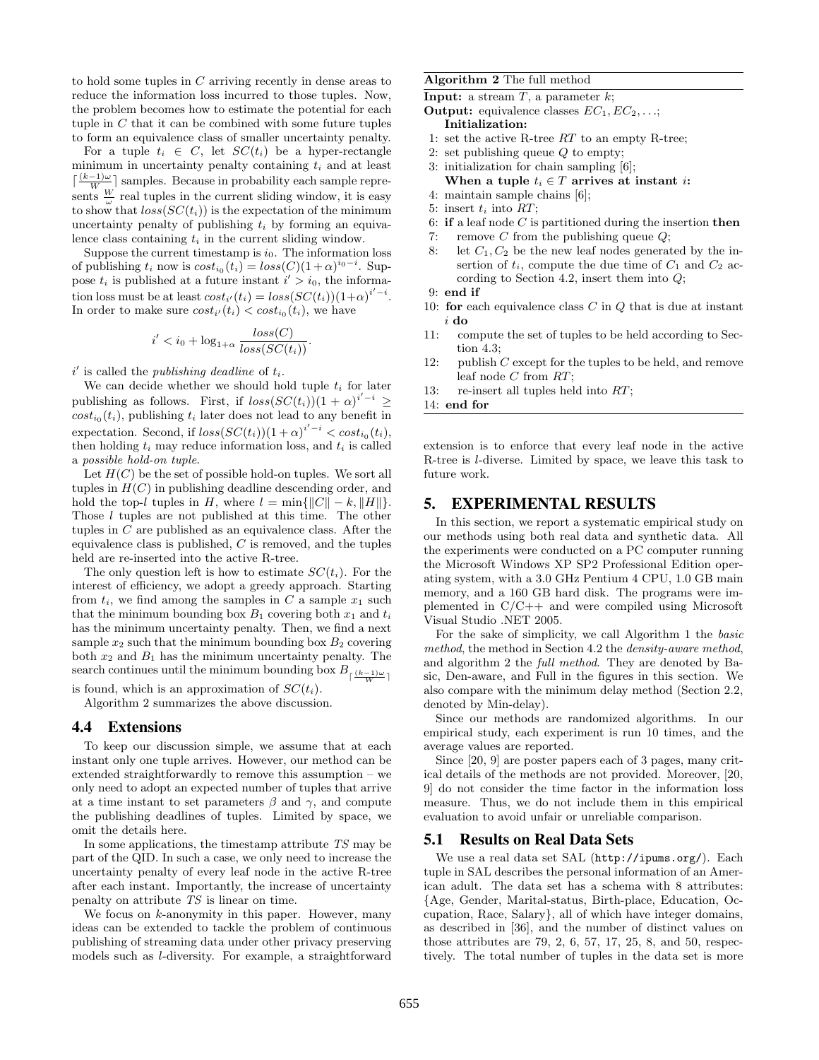to hold some tuples in $C$ arriving recently in dense areas to reduce the information loss incurred to those tuples. Now, the problem becomes how to estimate the potential for each tuple in $C$ that it can be combined with some future tuples to form an equivalence class of smaller uncertainty penalty.

For a tuple $t_i \in C$, let $SC(t_i)$ be a hyper-rectangle minimum in uncertainty penalty containing $t_i$ and at least $\lceil \frac{(k-1)\omega}{W} \rceil$ samples. Because in probability each sample represents $\frac{W}{\omega}$ real tuples in the current sliding window, it is easy to show that $loss(SC(t_i))$ is the expectation of the minimum uncertainty penalty of publishing $t_i$ by forming an equivalence class containing $t_i$ in the current sliding window.

Suppose the current timestamp is $i_0$. The information loss of publishing $t_i$ now is $cost_{i_0}(t_i) = loss(C)(1+\alpha)^{i_0-i}$. Suppose $t_i$ is published at a future instant $i' > i_0$, the information loss must be at least $cost_{i'}(t_i) = loss(SC(t_i))(1+\alpha)^{i'-i}$. In order to make sure $cost_{i'}(t_i) < cost_{i_0}(t_i)$, we have

$$i' < i_0 + \log_{1+\alpha} \frac{loss(C)}{loss(SC(t_i))}.$$

$i'$ is called the *publishing deadline* of $t_i$.

We can decide whether we should hold tuple $t_i$ for later publishing as follows. First, if $loss(SC(t_i))(1+\alpha)^{i'-i} \geq cost_{i_0}(t_i)$, publishing $t_i$ later does not lead to any benefit in expectation. Second, if $loss(SC(t_i))(1+\alpha)^{i'-i} < cost_{i_0}(t_i)$, then holding $t_i$ may reduce information loss, and $t_i$ is called a *possible hold-on tuple*.

Let $H(C)$ be the set of possible hold-on tuples. We sort all tuples in $H(C)$ in publishing deadline descending order, and hold the top-$l$ tuples in $H$, where $l = \min\{\|C\| - k, \|H\|\}$. Those $l$ tuples are not published at this time. The other tuples in $C$ are published as an equivalence class. After the equivalence class is published, $C$ is removed, and the tuples held are re-inserted into the active R-tree.

The only question left is how to estimate $SC(t_i)$. For the interest of efficiency, we adopt a greedy approach. Starting from $t_i$, we find among the samples in $C$ a sample $x_1$ such that the minimum bounding box $B_1$ covering both $x_1$ and $t_i$ has the minimum uncertainty penalty. Then, we find a next sample $x_2$ such that the minimum bounding box $B_2$ covering both $x_2$ and $B_1$ has the minimum uncertainty penalty. The search continues until the minimum bounding box $B_{\lceil \frac{(k-1)\omega}{W} \rceil}$ is found, which is an approximation of $SC(t_i)$.

Algorithm 2 summarizes the above discussion.

**Algorithm 2** The full method

**Input:** a stream $T$, a parameter $k$;
**Output:** equivalence classes $EC_1, EC_2, \ldots$;
**Initialization:**
1: set the active R-tree $RT$ to an empty R-tree;
2: set publishing queue $Q$ to empty;
3: initialization for chain sampling [6];
**When a tuple $t_i \in T$ arrives at instant $i$:**
4: maintain sample chains [6];
5: insert $t_i$ into $RT$;
6: **if** a leaf node $C$ is partitioned during the insertion **then**
7: remove $C$ from the publishing queue $Q$;
8: let $C_1, C_2$ be the new leaf nodes generated by the insertion of $t_i$, compute the due time of $C_1$ and $C_2$ according to Section 4.2, insert them into $Q$;
9: **end if**
10: **for** each equivalence class $C$ in $Q$ that is due at instant $i$ **do**
11: compute the set of tuples to be held according to Section 4.3;
12: publish $C$ except for the tuples to be held, and remove leaf node $C$ from $RT$;
13: re-insert all tuples held into $RT$;
14: **end for**

## 4.4 Extensions

To keep our discussion simple, we assume that at each instant only one tuple arrives. However, our method can be extended straightforwardly to remove this assumption – we only need to adopt an expected number of tuples that arrive at a time instant to set parameters $\beta$ and $\gamma$, and compute the publishing deadlines of tuples. Limited by space, we omit the details here.

In some applications, the timestamp attribute $TS$ may be part of the QID. In such a case, we only need to increase the uncertainty penalty of every leaf node in the active R-tree after each instant. Importantly, the increase of uncertainty penalty on attribute $TS$ is linear on time.

We focus on $k$-anonymity in this paper. However, many ideas can be extended to tackle the problem of continuous publishing of streaming data under other privacy preserving models such as $l$-diversity. For example, a straightforward extension is to enforce that every leaf node in the active R-tree is $l$-diverse. Limited by space, we leave this task to future work.

# 5. EXPERIMENTAL RESULTS

In this section, we report a systematic empirical study on our methods using both real data and synthetic data. All the experiments were conducted on a PC computer running the Microsoft Windows XP SP2 Professional Edition operating system, with a 3.0 GHz Pentium 4 CPU, 1.0 GB main memory, and a 160 GB hard disk. The programs were implemented in C/C++ and were compiled using Microsoft Visual Studio .NET 2005.

For the sake of simplicity, we call Algorithm 1 the *basic method*, the method in Section 4.2 the *density-aware method*, and algorithm 2 the *full method*. They are denoted by Basic, Den-aware, and Full in the figures in this section. We also compare with the minimum delay method (Section 2.2, denoted by Min-delay).

Since our methods are randomized algorithms. In our empirical study, each experiment is run 10 times, and the average values are reported.

Since [20, 9] are poster papers each of 3 pages, many critical details of the methods are not provided. Moreover, [20, 9] do not consider the time factor in the information loss measure. Thus, we do not include them in this empirical evaluation to avoid unfair or unreliable comparison.

## 5.1 Results on Real Data Sets

We use a real data set SAL (http://ipums.org/). Each tuple in SAL describes the personal information of an American adult. The data set has a schema with 8 attributes: {Age, Gender, Marital-status, Birth-place, Education, Occupation, Race, Salary}, all of which have integer domains, as described in [36], and the number of distinct values on those attributes are 79, 2, 6, 57, 17, 25, 8, and 50, respectively. The total number of tuples in the data set is more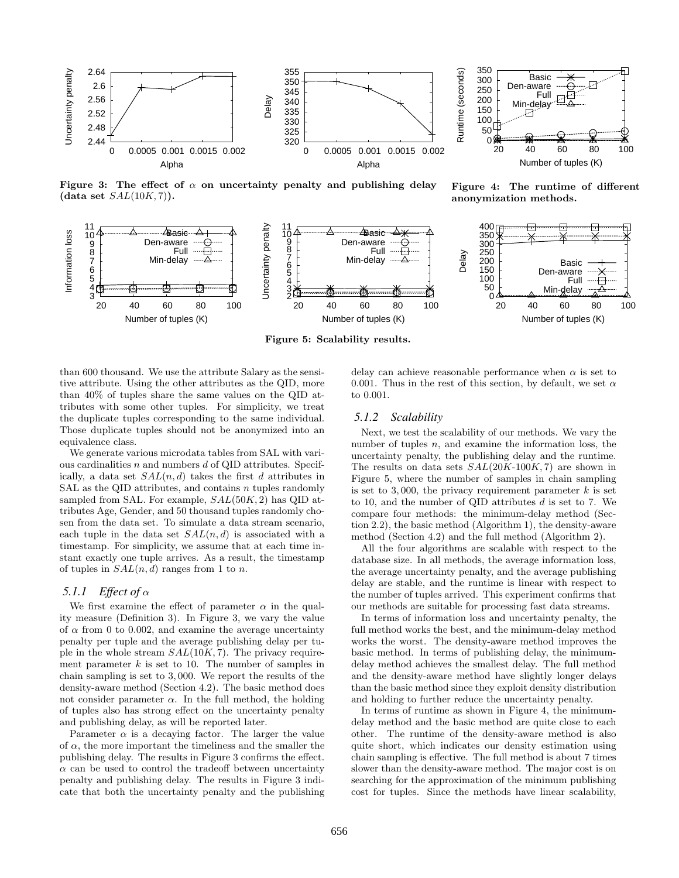Uncertainty penalty
2.64
2.6
2.56
2.52
2.48
2.44
0 0.0005 0.001 0.0015 0.002
Alpha

Delay
355
350
345
340
335
330
325
320
0 0.0005 0.001 0.0015 0.002
Alpha

**Figure 3: The effect of $\alpha$ on uncertainty penalty and publishing delay (data set $SAL(10K, 7)$).**

Runtime (seconds)
350
300
250
200
150
100
50
0
20 40 60 80 100
Number of tuples (K)
Basic
Den-aware
Full
Min-delay

**Figure 4: The runtime of different anonymization methods.**

Information loss
11
10
9
8
7
6
5
4
3
20 40 60 80 100
Number of tuples (K)
Basic
Den-aware
Full
Min-delay

Uncertainty penalty
11
10
9
8
7
6
5
4
3
2
20 40 60 80 100
Number of tuples (K)
Basic
Den-aware
Full
Min-delay

Delay
400
350
300
250
200
150
100
50
0
20 40 60 80 100
Number of tuples (K)
Basic
Den-aware
Full
Min-delay

**Figure 5: Scalability results.**

than 600 thousand. We use the attribute Salary as the sensitive attribute. Using the other attributes as the QID, more than 40% of tuples share the same values on the QID attributes with some other tuples. For simplicity, we treat the duplicate tuples corresponding to the same individual. Those duplicate tuples should not be anonymized into an equivalence class.

We generate various microdata tables from SAL with various cardinalities $n$ and numbers $d$ of QID attributes. Specifically, a data set $SAL(n, d)$ takes the first $d$ attributes in SAL as the QID attributes, and contains $n$ tuples randomly sampled from SAL. For example, $SAL(50K, 2)$ has QID attributes Age, Gender, and 50 thousand tuples randomly chosen from the data set. To simulate a data stream scenario, each tuple in the data set $SAL(n, d)$ is associated with a timestamp. For simplicity, we assume that at each time instant exactly one tuple arrives. As a result, the timestamp of tuples in $SAL(n, d)$ ranges from 1 to $n$.

### 5.1.1 *Effect of* $\alpha$

We first examine the effect of parameter $\alpha$ in the quality measure (Definition 3). In Figure 3, we vary the value of $\alpha$ from 0 to 0.002, and examine the average uncertainty penalty per tuple and the average publishing delay per tuple in the whole stream $SAL(10K, 7)$. The privacy requirement parameter $k$ is set to 10. The number of samples in chain sampling is set to 3,000. We report the results of the density-aware method (Section 4.2). The basic method does not consider parameter $\alpha$. In the full method, the holding of tuples also has strong effect on the uncertainty penalty and publishing delay, as will be reported later.

Parameter $\alpha$ is a decaying factor. The larger the value of $\alpha$, the more important the timeliness and the smaller the publishing delay. The results in Figure 3 confirms the effect. $\alpha$ can be used to control the tradeoff between uncertainty penalty and publishing delay. The results in Figure 3 indicate that both the uncertainty penalty and the publishing delay can achieve reasonable performance when $\alpha$ is set to 0.001. Thus in the rest of this section, by default, we set $\alpha$ to 0.001.

### 5.1.2 *Scalability*

Next, we test the scalability of our methods. We vary the number of tuples $n$, and examine the information loss, the uncertainty penalty, the publishing delay and the runtime. The results on data sets $SAL(20K\text{-}100K, 7)$ are shown in Figure 5, where the number of samples in chain sampling is set to 3,000, the privacy requirement parameter $k$ is set to 10, and the number of QID attributes $d$ is set to 7. We compare four methods: the minimum-delay method (Section 2.2), the basic method (Algorithm 1), the density-aware method (Section 4.2) and the full method (Algorithm 2).

All the four algorithms are scalable with respect to the database size. In all methods, the average information loss, the average uncertainty penalty, and the average publishing delay are stable, and the runtime is linear with respect to the number of tuples arrived. This experiment confirms that our methods are suitable for processing fast data streams.

In terms of information loss and uncertainty penalty, the full method works the best, and the minimum-delay method works the worst. The density-aware method improves the basic method. In terms of publishing delay, the minimum-delay method achieves the smallest delay. The full method and the density-aware method have slightly longer delays than the basic method since they exploit density distribution and holding to further reduce the uncertainty penalty.

In terms of runtime as shown in Figure 4, the minimum-delay method and the basic method are quite close to each other. The runtime of the density-aware method is also quite short, which indicates our density estimation using chain sampling is effective. The full method is about 7 times slower than the density-aware method. The major cost is on searching for the approximation of the minimum publishing cost for tuples. Since the methods have linear scalability,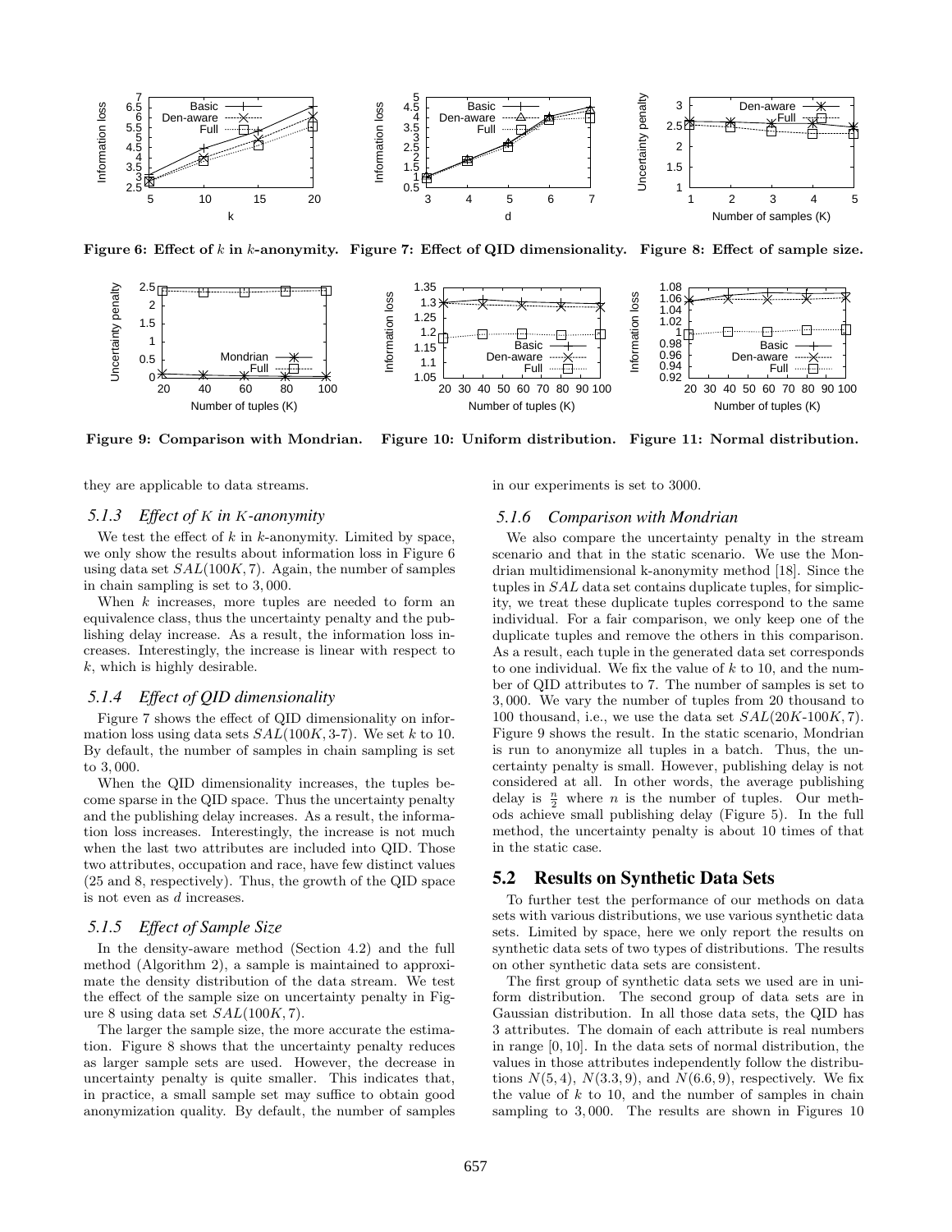Information loss
7
6.5
6
5.5
5
4.5
4
3.5
3
2.5
5 10 15 20
k
Basic
Den-aware
Full

Figure 6: Effect of $k$ in $k$-anonymity.

Information loss
5
4.5
4
3.5
3
2.5
2
1.5
1
0.5
3 4 5 6 7
d
Basic
Den-aware
Full

Figure 7: Effect of QID dimensionality.

Uncertainty penalty
3
2.5
2
1.5
1
1 2 3 4 5
Number of samples (K)
Den-aware
Full

Figure 8: Effect of sample size.

Uncertainty penalty
2.5
2
1.5
1
0.5
0
20 40 60 80 100
Number of tuples (K)
Mondrian
Full

Figure 9: Comparison with Mondrian.

Information loss
1.35
1.3
1.25
1.2
1.15
1.1
1.05
20 30 40 50 60 70 80 90 100
Number of tuples (K)
Basic
Den-aware
Full

Figure 10: Uniform distribution.

Information loss
1.08
1.06
1.04
1.02
1
0.98
0.96
0.94
0.92
20 30 40 50 60 70 80 90 100
Number of tuples (K)
Basic
Den-aware
Full

Figure 11: Normal distribution.

they are applicable to data streams.

### 5.1.3 Effect of $K$ in $K$-anonymity

We test the effect of $k$ in $k$-anonymity. Limited by space, we only show the results about information loss in Figure 6 using data set $SAL(100K, 7)$. Again, the number of samples in chain sampling is set to 3,000.

When $k$ increases, more tuples are needed to form an equivalence class, thus the uncertainty penalty and the publishing delay increase. As a result, the information loss increases. Interestingly, the increase is linear with respect to $k$, which is highly desirable.

### 5.1.4 Effect of QID dimensionality

Figure 7 shows the effect of QID dimensionality on information loss using data sets $SAL(100K, 3\text{-}7)$. We set $k$ to 10. By default, the number of samples in chain sampling is set to 3,000.

When the QID dimensionality increases, the tuples become sparse in the QID space. Thus the uncertainty penalty and the publishing delay increases. As a result, the information loss increases. Interestingly, the increase is not much when the last two attributes are included into QID. Those two attributes, occupation and race, have few distinct values (25 and 8, respectively). Thus, the growth of the QID space is not even as $d$ increases.

### 5.1.5 Effect of Sample Size

In the density-aware method (Section 4.2) and the full method (Algorithm 2), a sample is maintained to approximate the density distribution of the data stream. We test the effect of the sample size on uncertainty penalty in Figure 8 using data set $SAL(100K, 7)$.

The larger the sample size, the more accurate the estimation. Figure 8 shows that the uncertainty penalty reduces as larger sample sets are used. However, the decrease in uncertainty penalty is quite smaller. This indicates that, in practice, a small sample set may suffice to obtain good anonymization quality. By default, the number of samples in our experiments is set to 3000.

### 5.1.6 Comparison with Mondrian

We also compare the uncertainty penalty in the stream scenario and that in the static scenario. We use the Mondrian multidimensional k-anonymity method [18]. Since the tuples in $SAL$ data set contains duplicate tuples, for simplicity, we treat these duplicate tuples correspond to the same individual. For a fair comparison, we only keep one of the duplicate tuples and remove the others in this comparison. As a result, each tuple in the generated data set corresponds to one individual. We fix the value of $k$ to 10, and the number of QID attributes to 7. The number of samples is set to 3,000. We vary the number of tuples from 20 thousand to 100 thousand, i.e., we use the data set $SAL(20K\text{-}100K, 7)$. Figure 9 shows the result. In the static scenario, Mondrian is run to anonymize all tuples in a batch. Thus, the uncertainty penalty is small. However, publishing delay is not considered at all. In other words, the average publishing delay is $\frac{n}{2}$ where $n$ is the number of tuples. Our methods achieve small publishing delay (Figure 5). In the full method, the uncertainty penalty is about 10 times of that in the static case.

## 5.2 Results on Synthetic Data Sets

To further test the performance of our methods on data sets with various distributions, we use various synthetic data sets. Limited by space, here we only report the results on synthetic data sets of two types of distributions. The results on other synthetic data sets are consistent.

The first group of synthetic data sets we used are in uniform distribution. The second group of data sets are in Gaussian distribution. In all those data sets, the QID has 3 attributes. The domain of each attribute is real numbers in range $[0, 10]$. In the data sets of normal distribution, the values in those attributes independently follow the distributions $N(5, 4)$, $N(3.3, 9)$, and $N(6.6, 9)$, respectively. We fix the value of $k$ to 10, and the number of samples in chain sampling to 3,000. The results are shown in Figures 10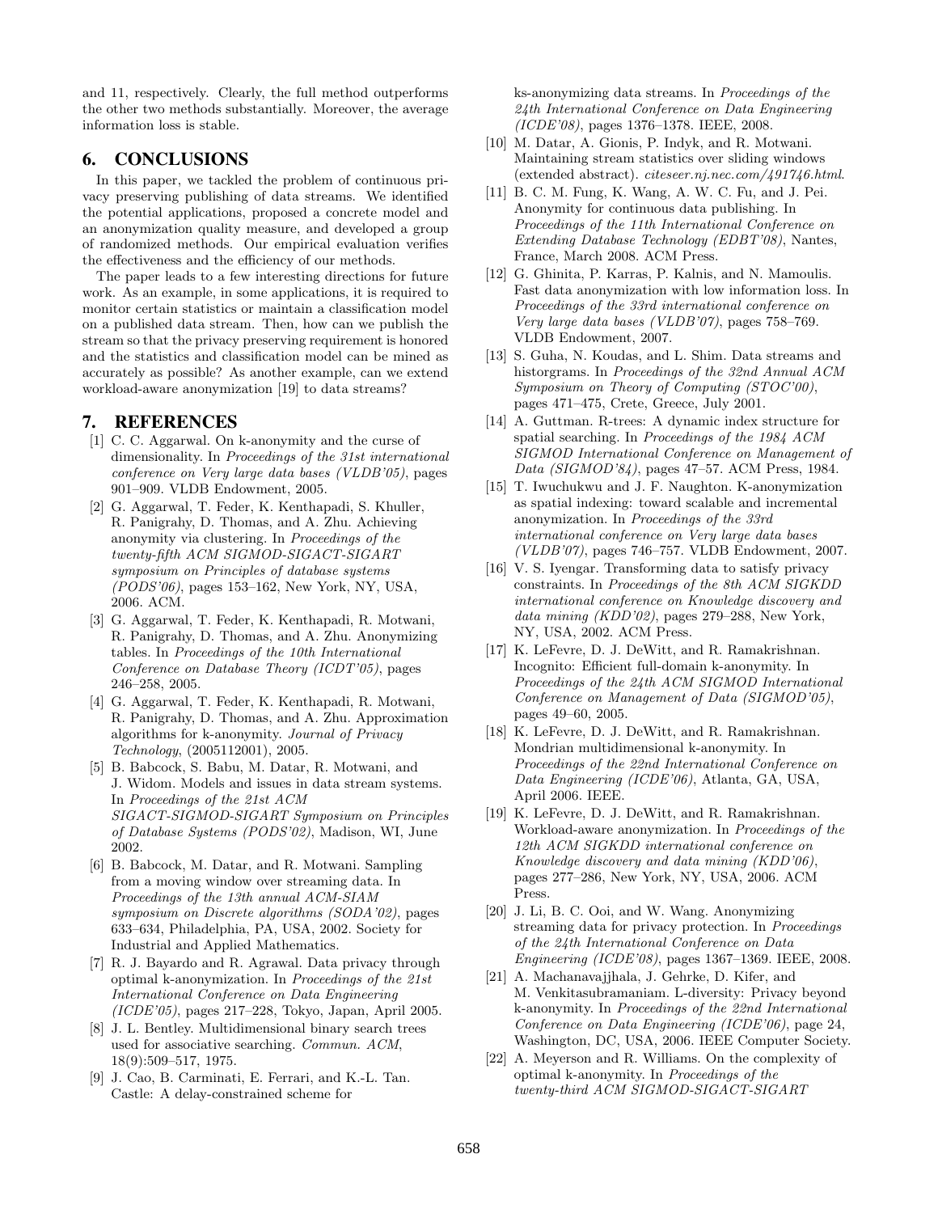and 11, respectively. Clearly, the full method outperforms the other two methods substantially. Moreover, the average information loss is stable.

## 6. CONCLUSIONS

In this paper, we tackled the problem of continuous privacy preserving publishing of data streams. We identified the potential applications, proposed a concrete model and an anonymization quality measure, and developed a group of randomized methods. Our empirical evaluation verifies the effectiveness and the efficiency of our methods.

The paper leads to a few interesting directions for future work. As an example, in some applications, it is required to monitor certain statistics or maintain a classification model on a published data stream. Then, how can we publish the stream so that the privacy preserving requirement is honored and the statistics and classification model can be mined as accurately as possible? As another example, can we extend workload-aware anonymization [19] to data streams?

## 7. REFERENCES

[1] C. C. Aggarwal. On k-anonymity and the curse of dimensionality. In *Proceedings of the 31st international conference on Very large data bases (VLDB'05)*, pages 901–909. VLDB Endowment, 2005.

[2] G. Aggarwal, T. Feder, K. Kenthapadi, S. Khuller, R. Panigrahy, D. Thomas, and A. Zhu. Achieving anonymity via clustering. In *Proceedings of the twenty-fifth ACM SIGMOD-SIGACT-SIGART symposium on Principles of database systems (PODS'06)*, pages 153–162, New York, NY, USA, 2006. ACM.

[3] G. Aggarwal, T. Feder, K. Kenthapadi, R. Motwani, R. Panigrahy, D. Thomas, and A. Zhu. Anonymizing tables. In *Proceedings of the 10th International Conference on Database Theory (ICDT'05)*, pages 246–258, 2005.

[4] G. Aggarwal, T. Feder, K. Kenthapadi, R. Motwani, R. Panigrahy, D. Thomas, and A. Zhu. Approximation algorithms for k-anonymity. *Journal of Privacy Technology*, (2005112001), 2005.

[5] B. Babcock, S. Babu, M. Datar, R. Motwani, and J. Widom. Models and issues in data stream systems. In *Proceedings of the 21st ACM SIGACT-SIGMOD-SIGART Symposium on Principles of Database Systems (PODS'02)*, Madison, WI, June 2002.

[6] B. Babcock, M. Datar, and R. Motwani. Sampling from a moving window over streaming data. In *Proceedings of the 13th annual ACM-SIAM symposium on Discrete algorithms (SODA'02)*, pages 633–634, Philadelphia, PA, USA, 2002. Society for Industrial and Applied Mathematics.

[7] R. J. Bayardo and R. Agrawal. Data privacy through optimal k-anonymization. In *Proceedings of the 21st International Conference on Data Engineering (ICDE'05)*, pages 217–228, Tokyo, Japan, April 2005.

[8] J. L. Bentley. Multidimensional binary search trees used for associative searching. *Commun. ACM*, 18(9):509–517, 1975.

[9] J. Cao, B. Carminati, E. Ferrari, and K.-L. Tan. Castle: A delay-constrained scheme for ks-anonymizing data streams. In *Proceedings of the 24th International Conference on Data Engineering (ICDE'08)*, pages 1376–1378. IEEE, 2008.

[10] M. Datar, A. Gionis, P. Indyk, and R. Motwani. Maintaining stream statistics over sliding windows (extended abstract). *citeseer.nj.nec.com/491746.html*.

[11] B. C. M. Fung, K. Wang, A. W. C. Fu, and J. Pei. Anonymity for continuous data publishing. In *Proceedings of the 11th International Conference on Extending Database Technology (EDBT'08)*, Nantes, France, March 2008. ACM Press.

[12] G. Ghinita, P. Karras, P. Kalnis, and N. Mamoulis. Fast data anonymization with low information loss. In *Proceedings of the 33rd international conference on Very large data bases (VLDB'07)*, pages 758–769. VLDB Endowment, 2007.

[13] S. Guha, N. Koudas, and L. Shim. Data streams and historgrams. In *Proceedings of the 32nd Annual ACM Symposium on Theory of Computing (STOC'00)*, pages 471–475, Crete, Greece, July 2001.

[14] A. Guttman. R-trees: A dynamic index structure for spatial searching. In *Proceedings of the 1984 ACM SIGMOD International Conference on Management of Data (SIGMOD'84)*, pages 47–57. ACM Press, 1984.

[15] T. Iwuchukwu and J. F. Naughton. K-anonymization as spatial indexing: toward scalable and incremental anonymization. In *Proceedings of the 33rd international conference on Very large data bases (VLDB'07)*, pages 746–757. VLDB Endowment, 2007.

[16] V. S. Iyengar. Transforming data to satisfy privacy constraints. In *Proceedings of the 8th ACM SIGKDD international conference on Knowledge discovery and data mining (KDD'02)*, pages 279–288, New York, NY, USA, 2002. ACM Press.

[17] K. LeFevre, D. J. DeWitt, and R. Ramakrishnan. Incognito: Efficient full-domain k-anonymity. In *Proceedings of the 24th ACM SIGMOD International Conference on Management of Data (SIGMOD'05)*, pages 49–60, 2005.

[18] K. LeFevre, D. J. DeWitt, and R. Ramakrishnan. Mondrian multidimensional k-anonymity. In *Proceedings of the 22nd International Conference on Data Engineering (ICDE'06)*, Atlanta, GA, USA, April 2006. IEEE.

[19] K. LeFevre, D. J. DeWitt, and R. Ramakrishnan. Workload-aware anonymization. In *Proceedings of the 12th ACM SIGKDD international conference on Knowledge discovery and data mining (KDD'06)*, pages 277–286, New York, NY, USA, 2006. ACM Press.

[20] J. Li, B. C. Ooi, and W. Wang. Anonymizing streaming data for privacy protection. In *Proceedings of the 24th International Conference on Data Engineering (ICDE'08)*, pages 1367–1369. IEEE, 2008.

[21] A. Machanavajjhala, J. Gehrke, D. Kifer, and M. Venkitasubramaniam. L-diversity: Privacy beyond k-anonymity. In *Proceedings of the 22nd International Conference on Data Engineering (ICDE'06)*, page 24, Washington, DC, USA, 2006. IEEE Computer Society.

[22] A. Meyerson and R. Williams. On the complexity of optimal k-anonymity. In *Proceedings of the twenty-third ACM SIGMOD-SIGACT-SIGART*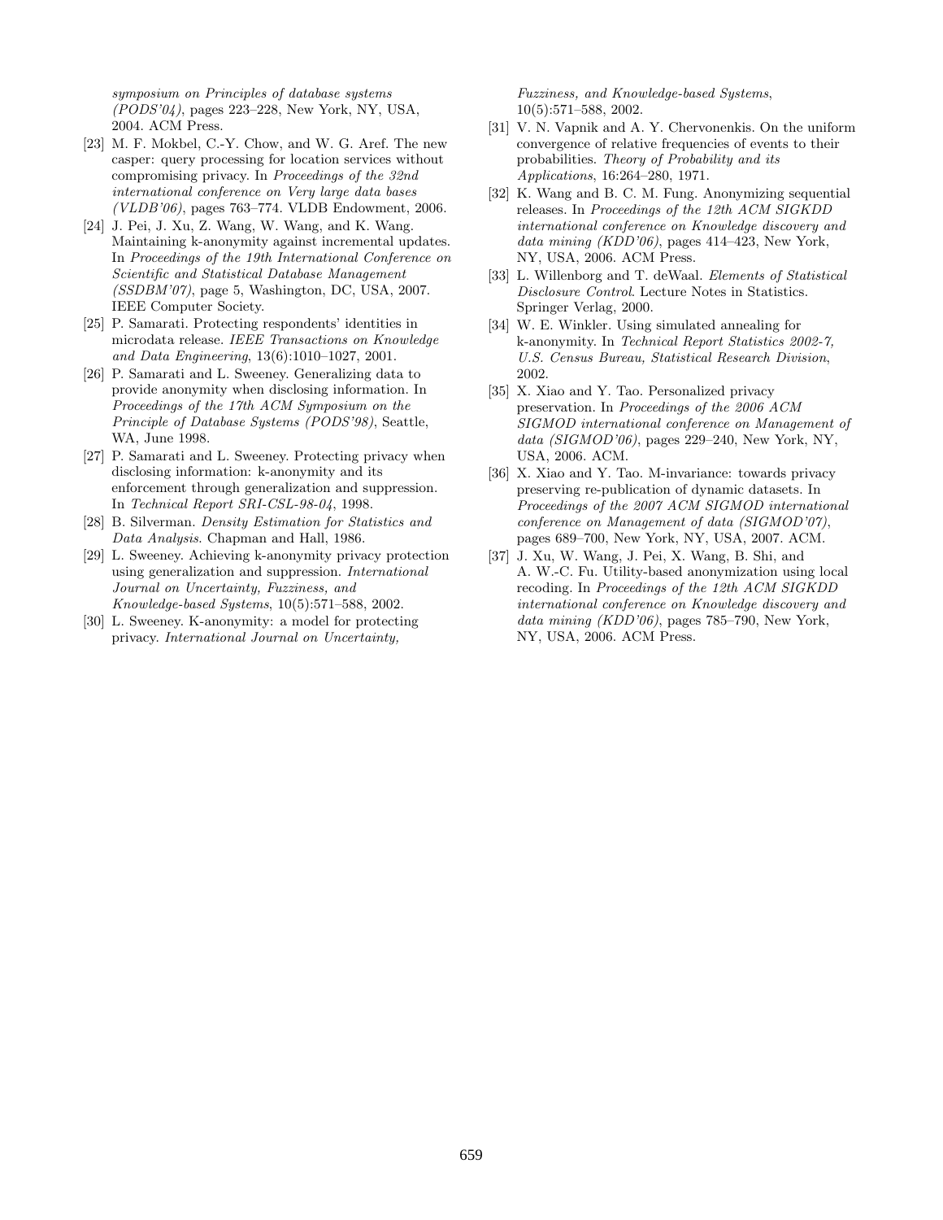symposium on Principles of database systems (PODS'04)*, pages 223–228, New York, NY, USA, 2004. ACM Press.

[23] M. F. Mokbel, C.-Y. Chow, and W. G. Aref. The new casper: query processing for location services without compromising privacy. In *Proceedings of the 32nd international conference on Very large data bases (VLDB'06)*, pages 763–774. VLDB Endowment, 2006.

[24] J. Pei, J. Xu, Z. Wang, W. Wang, and K. Wang. Maintaining k-anonymity against incremental updates. In *Proceedings of the 19th International Conference on Scientific and Statistical Database Management (SSDBM'07)*, page 5, Washington, DC, USA, 2007. IEEE Computer Society.

[25] P. Samarati. Protecting respondents' identities in microdata release. *IEEE Transactions on Knowledge and Data Engineering*, 13(6):1010–1027, 2001.

[26] P. Samarati and L. Sweeney. Generalizing data to provide anonymity when disclosing information. In *Proceedings of the 17th ACM Symposium on the Principle of Database Systems (PODS'98)*, Seattle, WA, June 1998.

[27] P. Samarati and L. Sweeney. Protecting privacy when disclosing information: k-anonymity and its enforcement through generalization and suppression. In *Technical Report SRI-CSL-98-04*, 1998.

[28] B. Silverman. *Density Estimation for Statistics and Data Analysis*. Chapman and Hall, 1986.

[29] L. Sweeney. Achieving k-anonymity privacy protection using generalization and suppression. *International Journal on Uncertainty, Fuzziness, and Knowledge-based Systems*, 10(5):571–588, 2002.

[30] L. Sweeney. K-anonymity: a model for protecting privacy. *International Journal on Uncertainty, Fuzziness, and Knowledge-based Systems*, 10(5):571–588, 2002.

[31] V. N. Vapnik and A. Y. Chervonenkis. On the uniform convergence of relative frequencies of events to their probabilities. *Theory of Probability and its Applications*, 16:264–280, 1971.

[32] K. Wang and B. C. M. Fung. Anonymizing sequential releases. In *Proceedings of the 12th ACM SIGKDD international conference on Knowledge discovery and data mining (KDD'06)*, pages 414–423, New York, NY, USA, 2006. ACM Press.

[33] L. Willenborg and T. deWaal. *Elements of Statistical Disclosure Control*. Lecture Notes in Statistics. Springer Verlag, 2000.

[34] W. E. Winkler. Using simulated annealing for k-anonymity. In *Technical Report Statistics 2002-7, U.S. Census Bureau, Statistical Research Division*, 2002.

[35] X. Xiao and Y. Tao. Personalized privacy preservation. In *Proceedings of the 2006 ACM SIGMOD international conference on Management of data (SIGMOD'06)*, pages 229–240, New York, NY, USA, 2006. ACM.

[36] X. Xiao and Y. Tao. M-invariance: towards privacy preserving re-publication of dynamic datasets. In *Proceedings of the 2007 ACM SIGMOD international conference on Management of data (SIGMOD'07)*, pages 689–700, New York, NY, USA, 2007. ACM.

[37] J. Xu, W. Wang, J. Pei, X. Wang, B. Shi, and A. W.-C. Fu. Utility-based anonymization using local recoding. In *Proceedings of the 12th ACM SIGKDD international conference on Knowledge discovery and data mining (KDD'06)*, pages 785–790, New York, NY, USA, 2006. ACM Press.